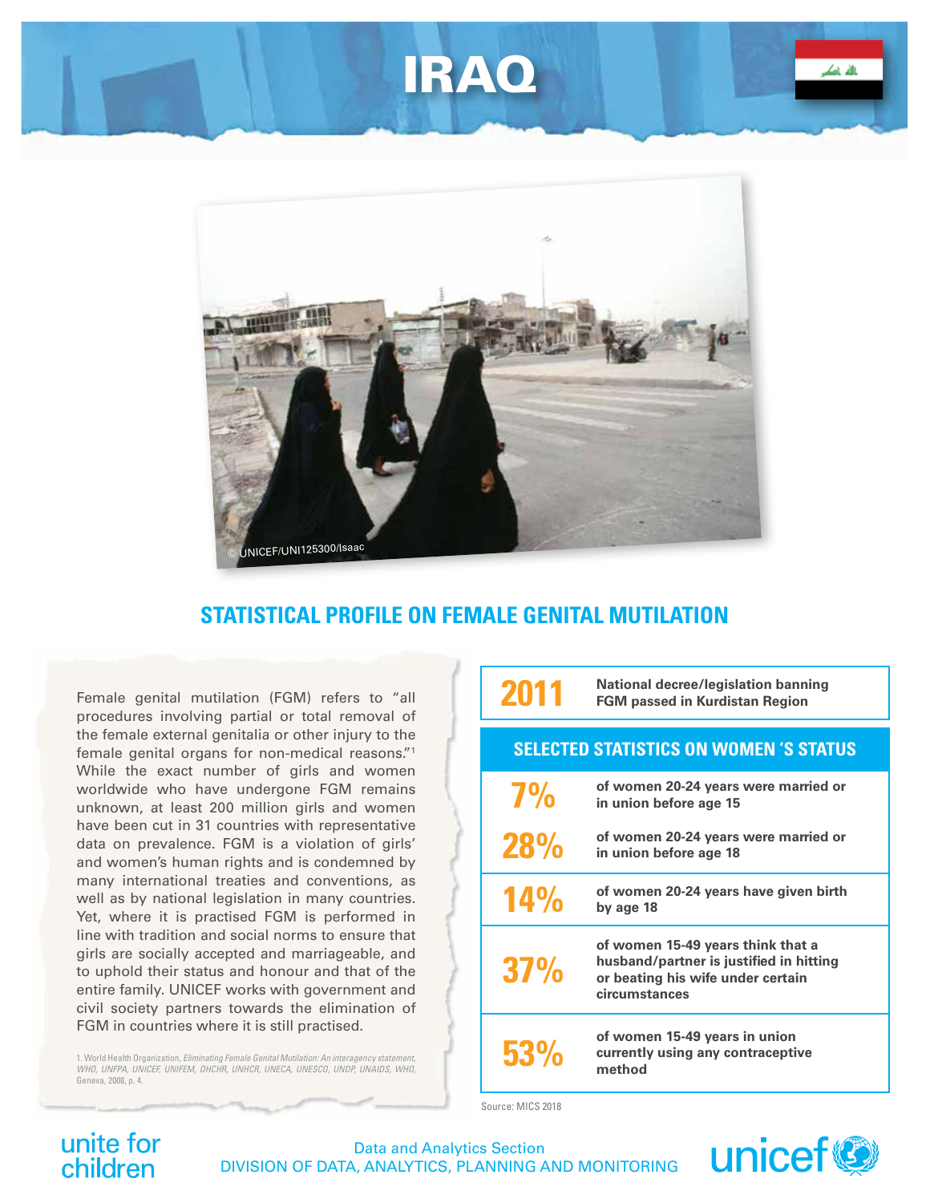# IRAQ

© UNICEF/UNI125300/Isaac

## STATISTICAL PROFILE ON FEMALE GENITAL MUTILATION

Female genital mutilation (FGM) refers to "all procedures involving partial or total removal of the female external genitalia or other injury to the female genital organs for non-medical reasons."[1] While the exact number of girls and women worldwide who have undergone FGM remains unknown, at least 200 million girls and women have been cut in 31 countries with representative data on prevalence. FGM is a violation of girls' and women's human rights and is condemned by many international treaties and conventions, as well as by national legislation in many countries. Yet, where it is practised FGM is performed in line with tradition and social norms to ensure that girls are socially accepted and marriageable, and to uphold their status and honour and that of the entire family. UNICEF works with government and civil society partners towards the elimination of FGM in countries where it is still practised.

1. World Health Organization, *Eliminating Female Genital Mutilation: An interagency statement, WHO, UNFPA, UNICEF, UNIFEM, OHCHR, UNHCR, UNECA, UNESCO, UNDP, UNAIDS, WHO*, Geneva, 2008, p. 4.

| 2011 | National decree/legislation banning FGM passed in Kurdistan Region |
|---|---|

| SELECTED STATISTICS ON WOMEN'S STATUS | |
|---|---|
| 7% | of women 20-24 years were married or in union before age 15 |
| 28% | of women 20-24 years were married or in union before age 18 |
| 14% | of women 20-24 years have given birth by age 18 |
| 37% | of women 15-49 years think that a husband/partner is justified in hitting or beating his wife under certain circumstances |
| 53% | of women 15-49 years in union currently using any contraceptive method |

Source: MICS 2018

unite for children

Data and Analytics Section
DIVISION OF DATA, ANALYTICS, PLANNING AND MONITORING

unicef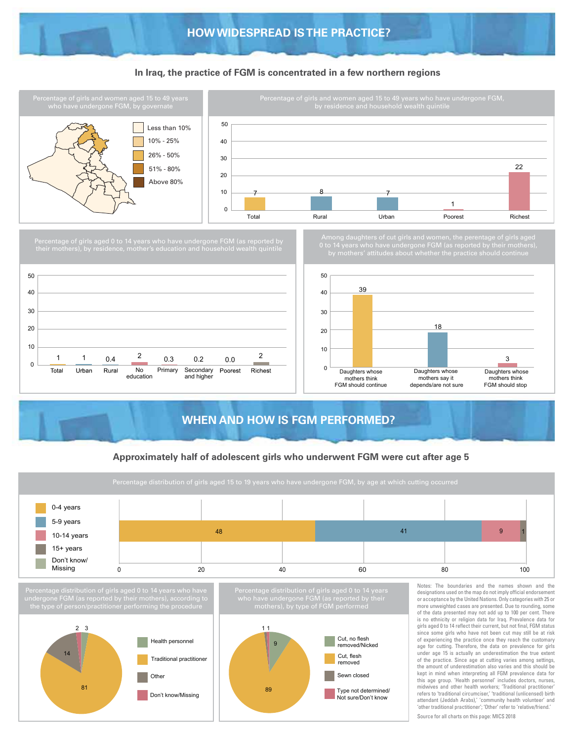# HOW WIDESPREAD IS THE PRACTICE?

## In Iraq, the practice of FGM is concentrated in a few northern regions

### Percentage of girls and women aged 15 to 49 years who have undergone FGM, by governate

Legend: Less than 10% | 10% - 25% | 26% - 50% | 51% - 80% | Above 80%

### Percentage of girls and women aged 15 to 49 years who have undergone FGM, by residence and household wealth quintile

| Total | Rural | Urban | Poorest | Richest |
|---|---|---|---|---|
| 7 | 8 | 7 | 1 | 22 |

### Percentage of girls aged 0 to 14 years who have undergone FGM (as reported by their mothers), by residence, mother's education and household wealth quintile

| Total | Urban | Rural | No education | Primary | Secondary and higher | Poorest | Richest |
|---|---|---|---|---|---|---|---|
| 1 | 1 | 0.4 | 2 | 0.3 | 0.2 | 0.0 | 2 |

### Among daughters of cut girls and women, the perentage of girls aged 0 to 14 years who have undergone FGM (as reported by their mothers), by mothers' attitudes about whether the practice should continue

| Daughters whose mothers think FGM should continue | Daughters whose mothers say it depends/are not sure | Daughters whose mothers think FGM should stop |
|---|---|---|
| 39 | 18 | 3 |

# WHEN AND HOW IS FGM PERFORMED?

## Approximately half of adolescent girls who underwent FGM were cut after age 5

### Percentage distribution of girls aged 15 to 19 years who have undergone FGM, by age at which cutting occurred

| 0-4 years | 5-9 years | 10-14 years | 15+ years | Don't know/ Missing |
|---|---|---|---|---|
| 48 | 41 | 9 | 1 | |

### Percentage distribution of girls aged 0 to 14 years who have undergone FGM (as reported by their mothers), according to the type of person/practitioner performing the procedure

| Health personnel | Traditional practitioner | Other | Don't know/Missing |
|---|---|---|---|
| 3 | 81 | 14 | 2 |

### Percentage distribution of girls aged 0 to 14 years who have undergone FGM (as reported by their mothers), by type of FGM performed

| Cut, no flesh removed/Nicked | Cut, flesh removed | Sewn closed | Type not determined/ Not sure/Don't know |
|---|---|---|---|
| 9 | 89 | 1 | 1 |

Notes: The boundaries and the names shown and the designations used on the map do not imply official endorsement or acceptance by the United Nations. Only categories with 25 or more unweighted cases are presented. Due to rounding, some of the data presented may not add up to 100 per cent. There is no ethnicity or religion data for Iraq. Prevalence data for girls aged 0 to 14 reflect their current, but not final, FGM status since some girls who have not been cut may still be at risk of experiencing the practice once they reach the customary age for cutting. Therefore, the data on prevalence for girls under age 15 is actually an underestimation the true extent of the practice. Since age at cutting varies among settings, the amount of underestimation also varies and this should be kept in mind when interpreting all FGM prevalence data for this age group. 'Health personnel' includes doctors, nurses, midwives and other health workers; 'Traditional practitioner' refers to 'traditional circumciser,' 'traditional (unlicensed) birth attendant (Jeddah Arabs),' 'community health volunteer' and 'other traditional practitioner'; 'Other' refer to 'relative/friend.'

Source for all charts on this page: MICS 2018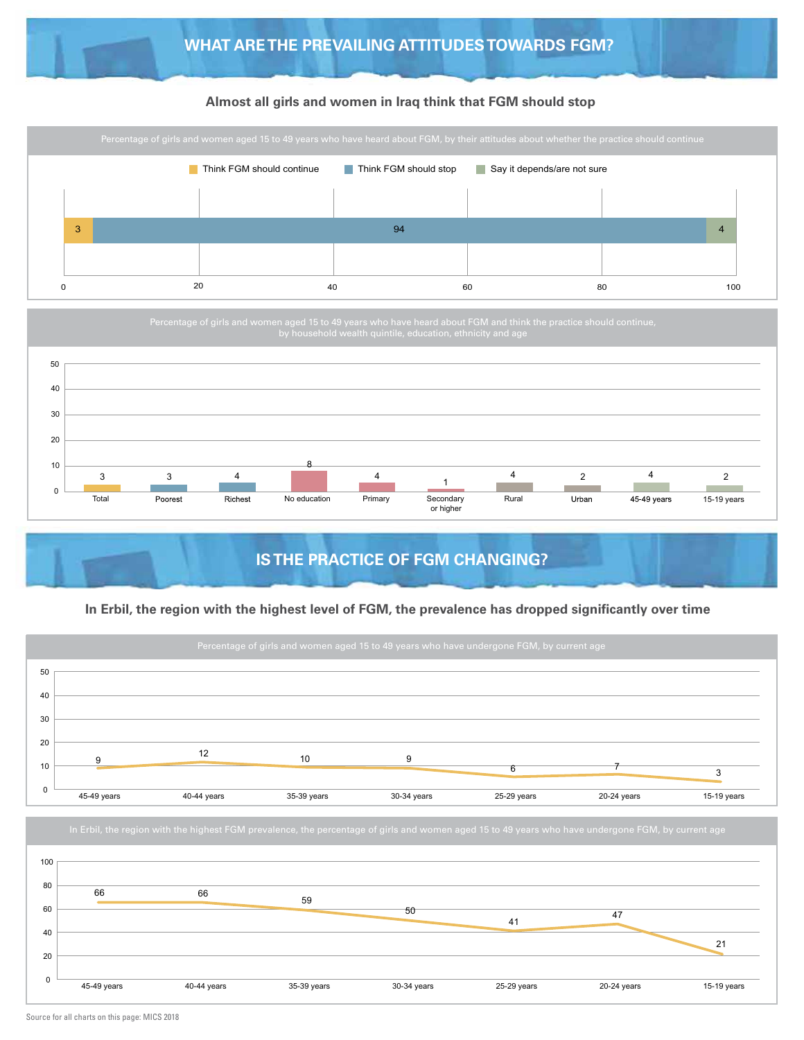## WHAT ARE THE PREVAILING ATTITUDES TOWARDS FGM?

### Almost all girls and women in Iraq think that FGM should stop

Percentage of girls and women aged 15 to 49 years who have heard about FGM, by their attitudes about whether the practice should continue

| Think FGM should continue | Think FGM should stop | Say it depends/are not sure |
|---|---|---|
| 3 | 94 | 4 |

Percentage of girls and women aged 15 to 49 years who have heard about FGM and think the practice should continue, by household wealth quintile, education, ethnicity and age

| Total | Poorest | Richest | No education | Primary | Secondary or higher | Rural | Urban | 45-49 years | 15-19 years |
|---|---|---|---|---|---|---|---|---|---|
| 3 | 3 | 4 | 8 | 4 | 1 | 4 | 2 | 4 | 2 |

## IS THE PRACTICE OF FGM CHANGING?

### In Erbil, the region with the highest level of FGM, the prevalence has dropped significantly over time

Percentage of girls and women aged 15 to 49 years who have undergone FGM, by current age

| 45-49 years | 40-44 years | 35-39 years | 30-34 years | 25-29 years | 20-24 years | 15-19 years |
|---|---|---|---|---|---|---|
| 9 | 12 | 10 | 9 | 6 | 7 | 3 |

In Erbil, the region with the highest FGM prevalence, the percentage of girls and women aged 15 to 49 years who have undergone FGM, by current age

| 45-49 years | 40-44 years | 35-39 years | 30-34 years | 25-29 years | 20-24 years | 15-19 years |
|---|---|---|---|---|---|---|
| 66 | 66 | 59 | 50 | 41 | 47 | 21 |

Source for all charts on this page: MICS 2018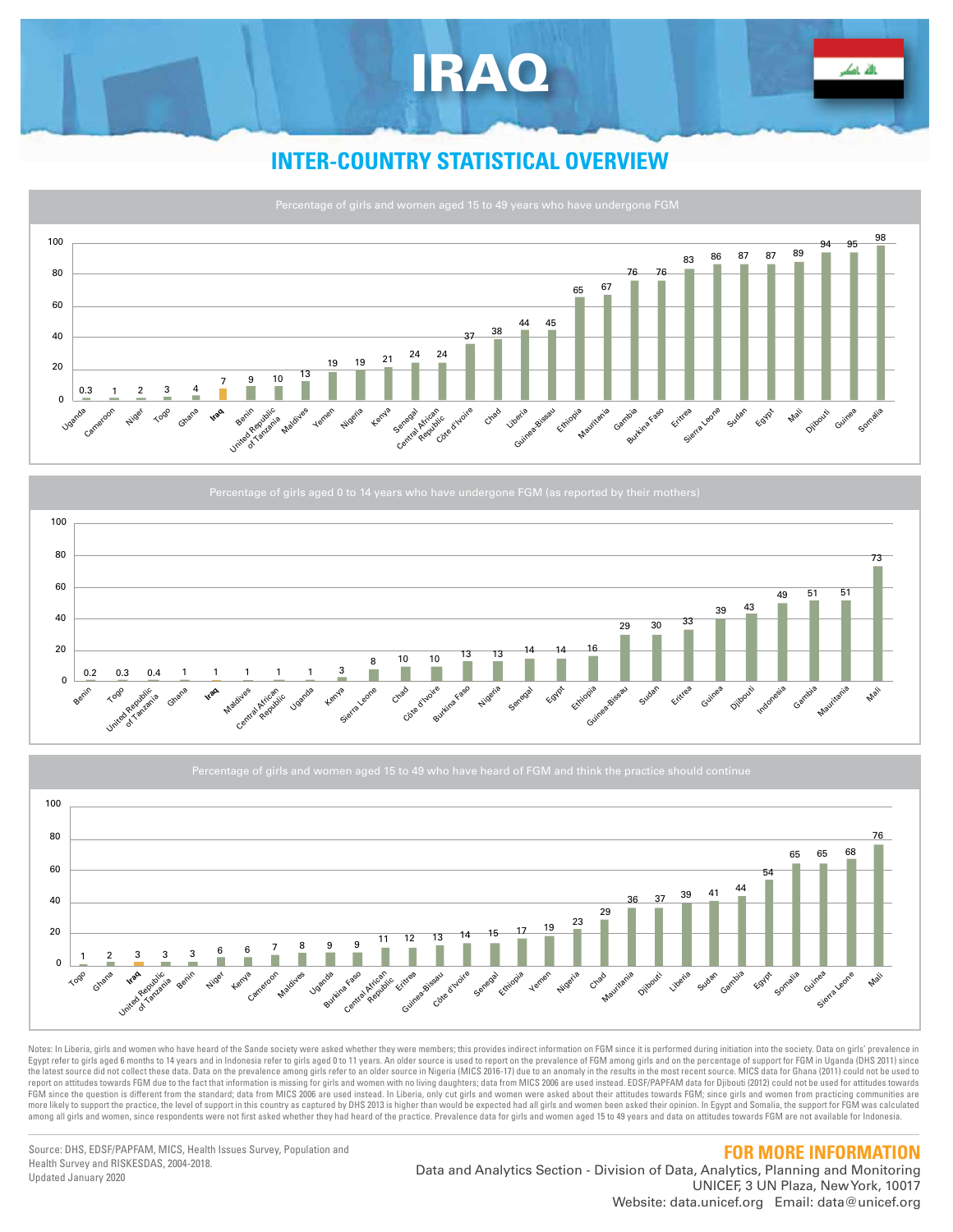# IRAQ

## INTER-COUNTRY STATISTICAL OVERVIEW

### Percentage of girls and women aged 15 to 49 years who have undergone FGM

0 20 40 60 80 100

Uganda 0.3
Cameroon 1
Niger 2
Togo 3
Ghana 4
**Iraq** 7
Benin 9
United Republic of Tanzania 10
Maldives 13
Yemen 19
Nigeria 19
Kenya 21
Senegal 24
Central African Republic 24
Côte d'Ivoire 37
Chad 38
Liberia 44
Guinea-Bissau 45
Ethiopia 65
Mauritania 67
Gambia 76
Burkina Faso 76
Eritrea 83
Sierra Leone 86
Sudan 87
Egypt 87
Mali 89
Djibouti 94
Guinea 95
Somalia 98

### Percentage of girls aged 0 to 14 years who have undergone FGM (as reported by their mothers)

0 20 40 60 80 100

Benin 0.2
Togo 0.3
United Republic of Tanzania 0.4
Ghana 1
**Iraq** 1
Maldives 1
Central African Republic 1
Uganda 1
Kenya 3
Sierra Leone 8
Chad 10
Côte d'Ivoire 10
Burkina Faso 13
Nigeria 13
Senegal 14
Egypt 14
Ethiopia 16
Guinea-Bissau 29
Sudan 30
Eritrea 33
Guinea 39
Djibouti 43
Indonesia 49
Gambia 51
Mauritania 51
Mali 73

### Percentage of girls and women aged 15 to 49 who have heard of FGM and think the practice should continue

0 20 40 60 80 100

Togo 1
Ghana 2
**Iraq** 3
United Republic of Tanzania 3
Benin 3
Niger 6
Kenya 6
Cameroon 7
Maldives 8
Uganda 9
Burkina Faso 9
Central African Republic 11
Eritrea 12
Guinea-Bissau 13
Côte d'Ivoire 14
Senegal 15
Ethiopia 17
Yemen 19
Nigeria 23
Chad 29
Mauritania 36
Djibouti 37
Liberia 39
Sudan 41
Gambia 44
Egypt 54
Somalia 65
Guinea 65
Sierra Leone 68
Mali 76

Notes: In Liberia, girls and women who have heard of the Sande society were asked whether they were members; this provides indirect information on FGM since it is performed during initiation into the society. Data on girls' prevalence in Egypt refer to girls aged 6 months to 14 years and in Indonesia refer to girls aged 0 to 11 years. An older source is used to report on the prevalence of FGM among girls and on the percentage of support for FGM in Uganda (DHS 2011) since the latest source did not collect these data. Data on the prevalence among girls refer to an older source in Nigeria (MICS 2016-17) due to an anomaly in the results in the most recent source. MICS data for Ghana (2011) could not be used to report on attitudes towards FGM due to the fact that information is missing for girls and women with no living daughters; data from MICS 2006 are used instead. EDSF/PAPFAM data for Djibouti (2012) could not be used for attitudes towards FGM since the question is different from the standard; data from MICS 2006 are used instead. In Liberia, only cut girls and women were asked about their attitudes towards FGM; since girls and women from practicing communities are more likely to support the practice, the level of support in this country as captured by DHS 2013 is higher than would be expected had all girls and women been asked their opinion. In Egypt and Somalia, the support for FGM was calculated among all girls and women, since respondents were not first asked whether they had heard of the practice. Prevalence data for girls and women aged 15 to 49 years and data on attitudes towards FGM are not available for Indonesia.

Source: DHS, EDSF/PAPFAM, MICS, Health Issues Survey, Population and Health Survey and RISKESDAS, 2004-2018.
Updated January 2020

**FOR MORE INFORMATION**
Data and Analytics Section - Division of Data, Analytics, Planning and Monitoring
UNICEF, 3 UN Plaza, New York, 10017
Website: data.unicef.org Email: data@unicef.org